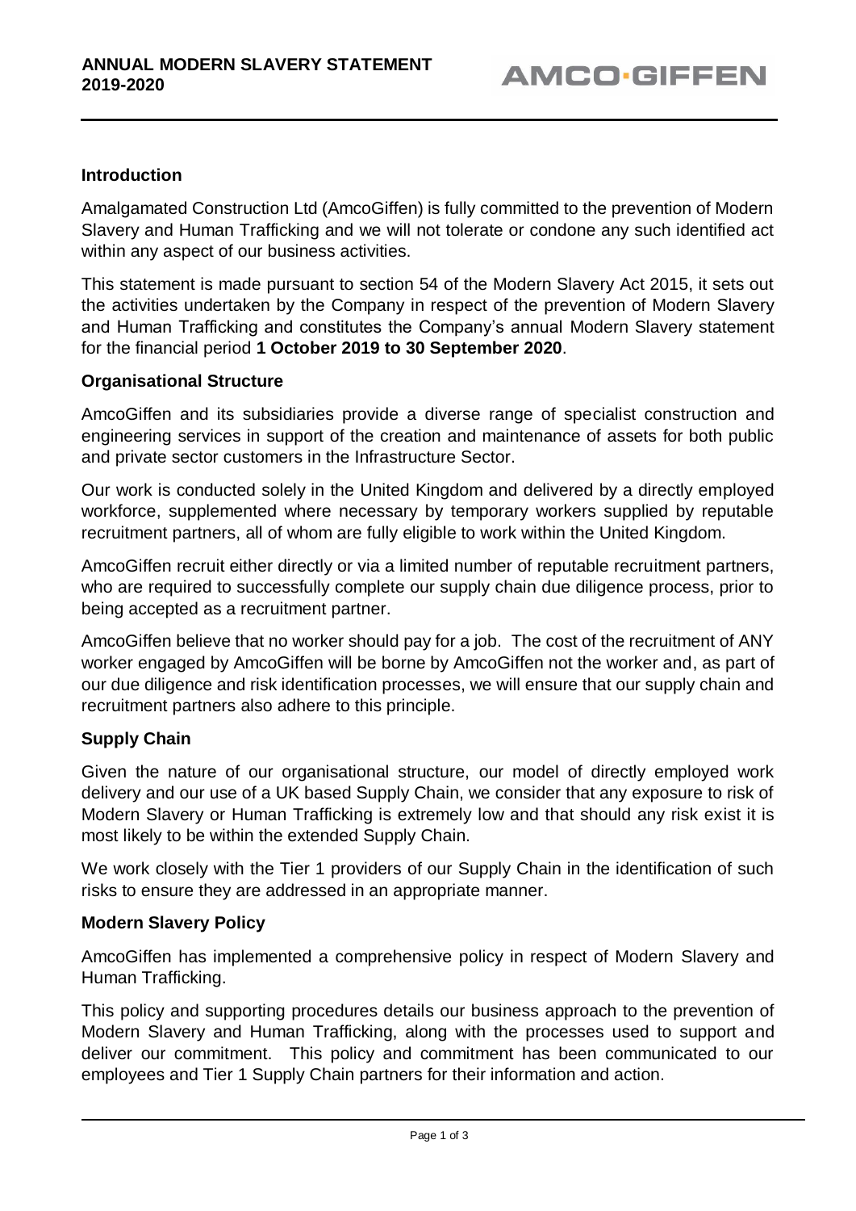# ANNUAL MODERN SLAVERY STATEMENT 2019-2020

AMCO·GIFFEN

## Introduction

Amalgamated Construction Ltd (AmcoGiffen) is fully committed to the prevention of Modern Slavery and Human Trafficking and we will not tolerate or condone any such identified act within any aspect of our business activities.

This statement is made pursuant to section 54 of the Modern Slavery Act 2015, it sets out the activities undertaken by the Company in respect of the prevention of Modern Slavery and Human Trafficking and constitutes the Company's annual Modern Slavery statement for the financial period **1 October 2019 to 30 September 2020**.

## Organisational Structure

AmcoGiffen and its subsidiaries provide a diverse range of specialist construction and engineering services in support of the creation and maintenance of assets for both public and private sector customers in the Infrastructure Sector.

Our work is conducted solely in the United Kingdom and delivered by a directly employed workforce, supplemented where necessary by temporary workers supplied by reputable recruitment partners, all of whom are fully eligible to work within the United Kingdom.

AmcoGiffen recruit either directly or via a limited number of reputable recruitment partners, who are required to successfully complete our supply chain due diligence process, prior to being accepted as a recruitment partner.

AmcoGiffen believe that no worker should pay for a job. The cost of the recruitment of ANY worker engaged by AmcoGiffen will be borne by AmcoGiffen not the worker and, as part of our due diligence and risk identification processes, we will ensure that our supply chain and recruitment partners also adhere to this principle.

## Supply Chain

Given the nature of our organisational structure, our model of directly employed work delivery and our use of a UK based Supply Chain, we consider that any exposure to risk of Modern Slavery or Human Trafficking is extremely low and that should any risk exist it is most likely to be within the extended Supply Chain.

We work closely with the Tier 1 providers of our Supply Chain in the identification of such risks to ensure they are addressed in an appropriate manner.

## Modern Slavery Policy

AmcoGiffen has implemented a comprehensive policy in respect of Modern Slavery and Human Trafficking.

This policy and supporting procedures details our business approach to the prevention of Modern Slavery and Human Trafficking, along with the processes used to support and deliver our commitment. This policy and commitment has been communicated to our employees and Tier 1 Supply Chain partners for their information and action.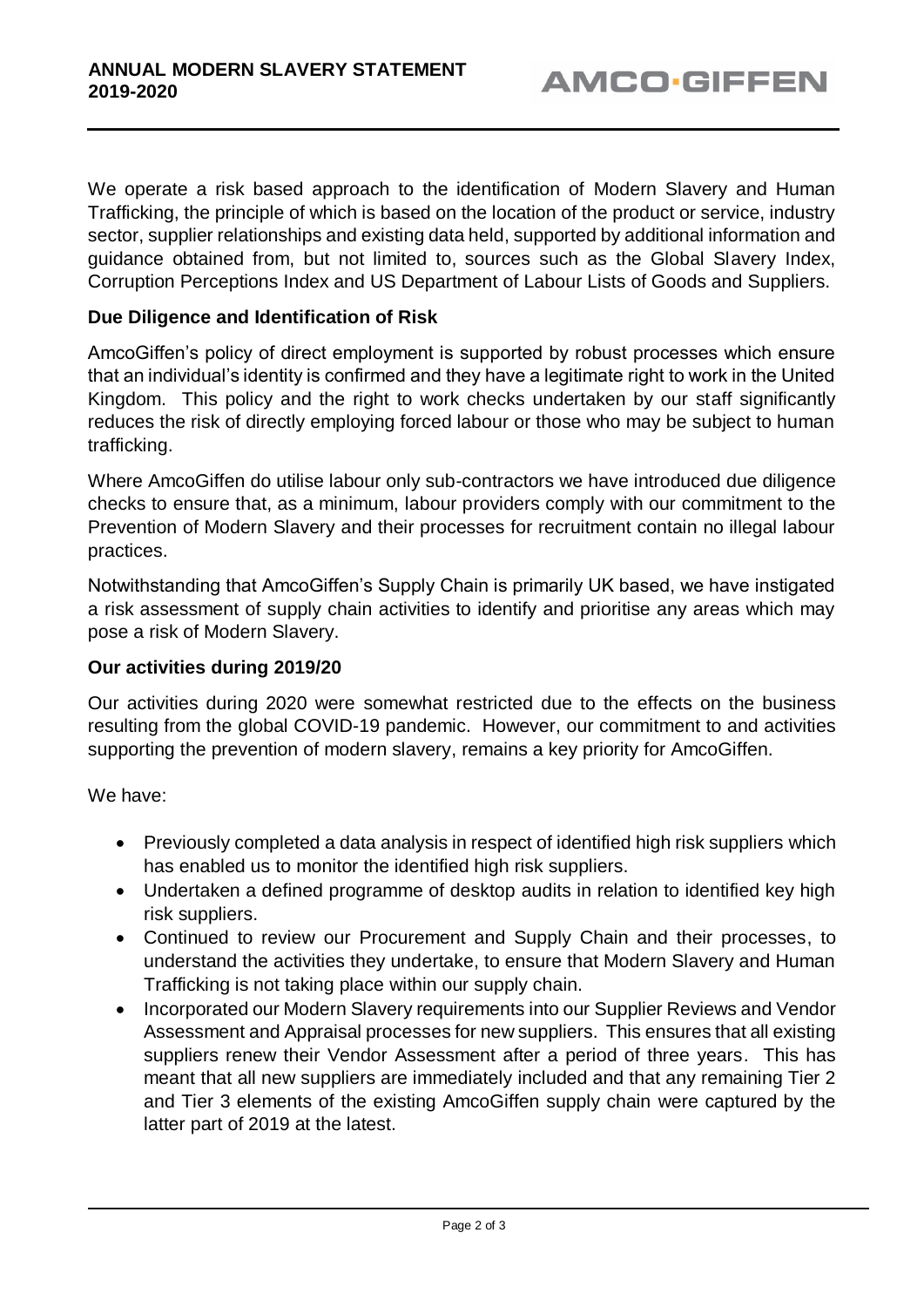We operate a risk based approach to the identification of Modern Slavery and Human Trafficking, the principle of which is based on the location of the product or service, industry sector, supplier relationships and existing data held, supported by additional information and guidance obtained from, but not limited to, sources such as the Global Slavery Index, Corruption Perceptions Index and US Department of Labour Lists of Goods and Suppliers.

**Due Diligence and Identification of Risk**

AmcoGiffen's policy of direct employment is supported by robust processes which ensure that an individual's identity is confirmed and they have a legitimate right to work in the United Kingdom. This policy and the right to work checks undertaken by our staff significantly reduces the risk of directly employing forced labour or those who may be subject to human trafficking.

Where AmcoGiffen do utilise labour only sub-contractors we have introduced due diligence checks to ensure that, as a minimum, labour providers comply with our commitment to the Prevention of Modern Slavery and their processes for recruitment contain no illegal labour practices.

Notwithstanding that AmcoGiffen's Supply Chain is primarily UK based, we have instigated a risk assessment of supply chain activities to identify and prioritise any areas which may pose a risk of Modern Slavery.

**Our activities during 2019/20**

Our activities during 2020 were somewhat restricted due to the effects on the business resulting from the global COVID-19 pandemic. However, our commitment to and activities supporting the prevention of modern slavery, remains a key priority for AmcoGiffen.

We have:

- Previously completed a data analysis in respect of identified high risk suppliers which has enabled us to monitor the identified high risk suppliers.
- Undertaken a defined programme of desktop audits in relation to identified key high risk suppliers.
- Continued to review our Procurement and Supply Chain and their processes, to understand the activities they undertake, to ensure that Modern Slavery and Human Trafficking is not taking place within our supply chain.
- Incorporated our Modern Slavery requirements into our Supplier Reviews and Vendor Assessment and Appraisal processes for new suppliers. This ensures that all existing suppliers renew their Vendor Assessment after a period of three years. This has meant that all new suppliers are immediately included and that any remaining Tier 2 and Tier 3 elements of the existing AmcoGiffen supply chain were captured by the latter part of 2019 at the latest.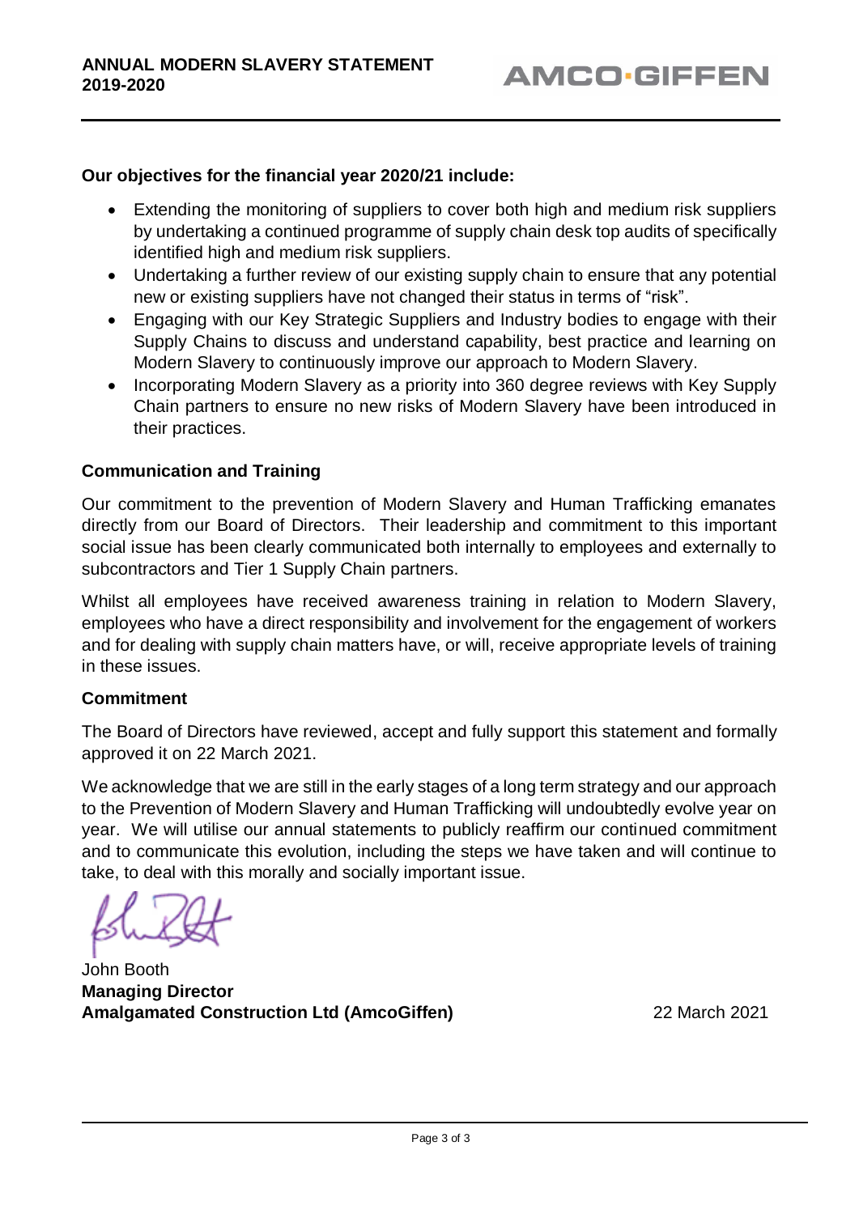**Our objectives for the financial year 2020/21 include:**

- Extending the monitoring of suppliers to cover both high and medium risk suppliers by undertaking a continued programme of supply chain desk top audits of specifically identified high and medium risk suppliers.
- Undertaking a further review of our existing supply chain to ensure that any potential new or existing suppliers have not changed their status in terms of "risk".
- Engaging with our Key Strategic Suppliers and Industry bodies to engage with their Supply Chains to discuss and understand capability, best practice and learning on Modern Slavery to continuously improve our approach to Modern Slavery.
- Incorporating Modern Slavery as a priority into 360 degree reviews with Key Supply Chain partners to ensure no new risks of Modern Slavery have been introduced in their practices.

**Communication and Training**

Our commitment to the prevention of Modern Slavery and Human Trafficking emanates directly from our Board of Directors. Their leadership and commitment to this important social issue has been clearly communicated both internally to employees and externally to subcontractors and Tier 1 Supply Chain partners.

Whilst all employees have received awareness training in relation to Modern Slavery, employees who have a direct responsibility and involvement for the engagement of workers and for dealing with supply chain matters have, or will, receive appropriate levels of training in these issues.

**Commitment**

The Board of Directors have reviewed, accept and fully support this statement and formally approved it on 22 March 2021.

We acknowledge that we are still in the early stages of a long term strategy and our approach to the Prevention of Modern Slavery and Human Trafficking will undoubtedly evolve year on year. We will utilise our annual statements to publicly reaffirm our continued commitment and to communicate this evolution, including the steps we have taken and will continue to take, to deal with this morally and socially important issue.

John Booth
**Managing Director**
**Amalgamated Construction Ltd (AmcoGiffen)** 22 March 2021